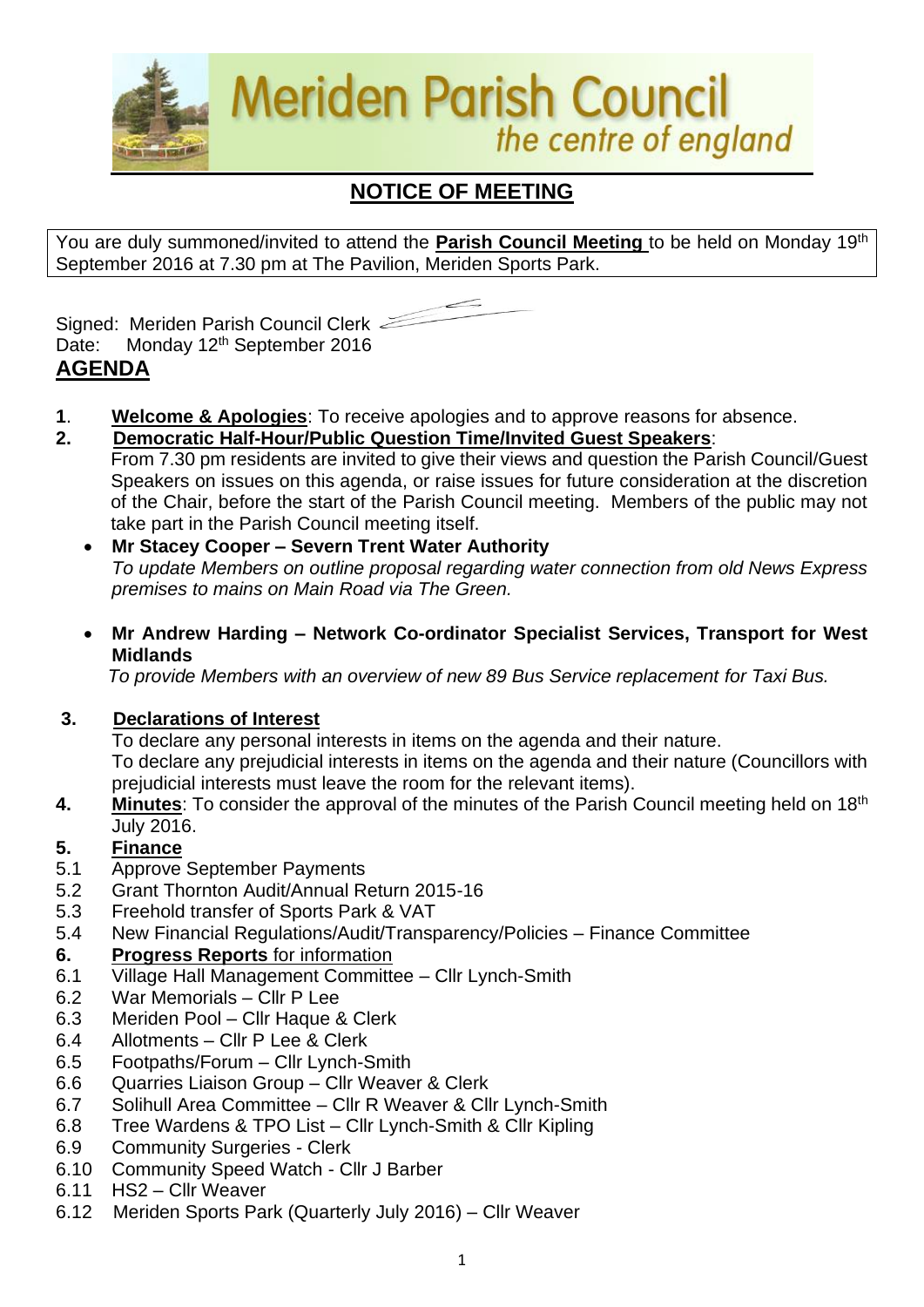# Meriden Parish Council
*the centre of england*

## NOTICE OF MEETING

You are duly summoned/invited to attend the **Parish Council Meeting** to be held on Monday 19th September 2016 at 7.30 pm at The Pavilion, Meriden Sports Park.

Signed: Meriden Parish Council Clerk
Date: Monday 12th September 2016

## AGENDA

**1**. **Welcome & Apologies**: To receive apologies and to approve reasons for absence.

**2. Democratic Half-Hour/Public Question Time/Invited Guest Speakers**:
From 7.30 pm residents are invited to give their views and question the Parish Council/Guest Speakers on issues on this agenda, or raise issues for future consideration at the discretion of the Chair, before the start of the Parish Council meeting. Members of the public may not take part in the Parish Council meeting itself.

- **Mr Stacey Cooper – Severn Trent Water Authority**
  *To update Members on outline proposal regarding water connection from old News Express premises to mains on Main Road via The Green.*

- **Mr Andrew Harding – Network Co-ordinator Specialist Services, Transport for West Midlands**
  *To provide Members with an overview of new 89 Bus Service replacement for Taxi Bus.*

**3. Declarations of Interest**
To declare any personal interests in items on the agenda and their nature.
To declare any prejudicial interests in items on the agenda and their nature (Councillors with prejudicial interests must leave the room for the relevant items).

**4. Minutes**: To consider the approval of the minutes of the Parish Council meeting held on 18th July 2016.

**5. Finance**

5.1 Approve September Payments
5.2 Grant Thornton Audit/Annual Return 2015-16
5.3 Freehold transfer of Sports Park & VAT
5.4 New Financial Regulations/Audit/Transparency/Policies – Finance Committee

**6. Progress Reports** for information

6.1 Village Hall Management Committee – Cllr Lynch-Smith
6.2 War Memorials – Cllr P Lee
6.3 Meriden Pool – Cllr Haque & Clerk
6.4 Allotments – Cllr P Lee & Clerk
6.5 Footpaths/Forum – Cllr Lynch-Smith
6.6 Quarries Liaison Group – Cllr Weaver & Clerk
6.7 Solihull Area Committee – Cllr R Weaver & Cllr Lynch-Smith
6.8 Tree Wardens & TPO List – Cllr Lynch-Smith & Cllr Kipling
6.9 Community Surgeries - Clerk
6.10 Community Speed Watch - Cllr J Barber
6.11 HS2 – Cllr Weaver
6.12 Meriden Sports Park (Quarterly July 2016) – Cllr Weaver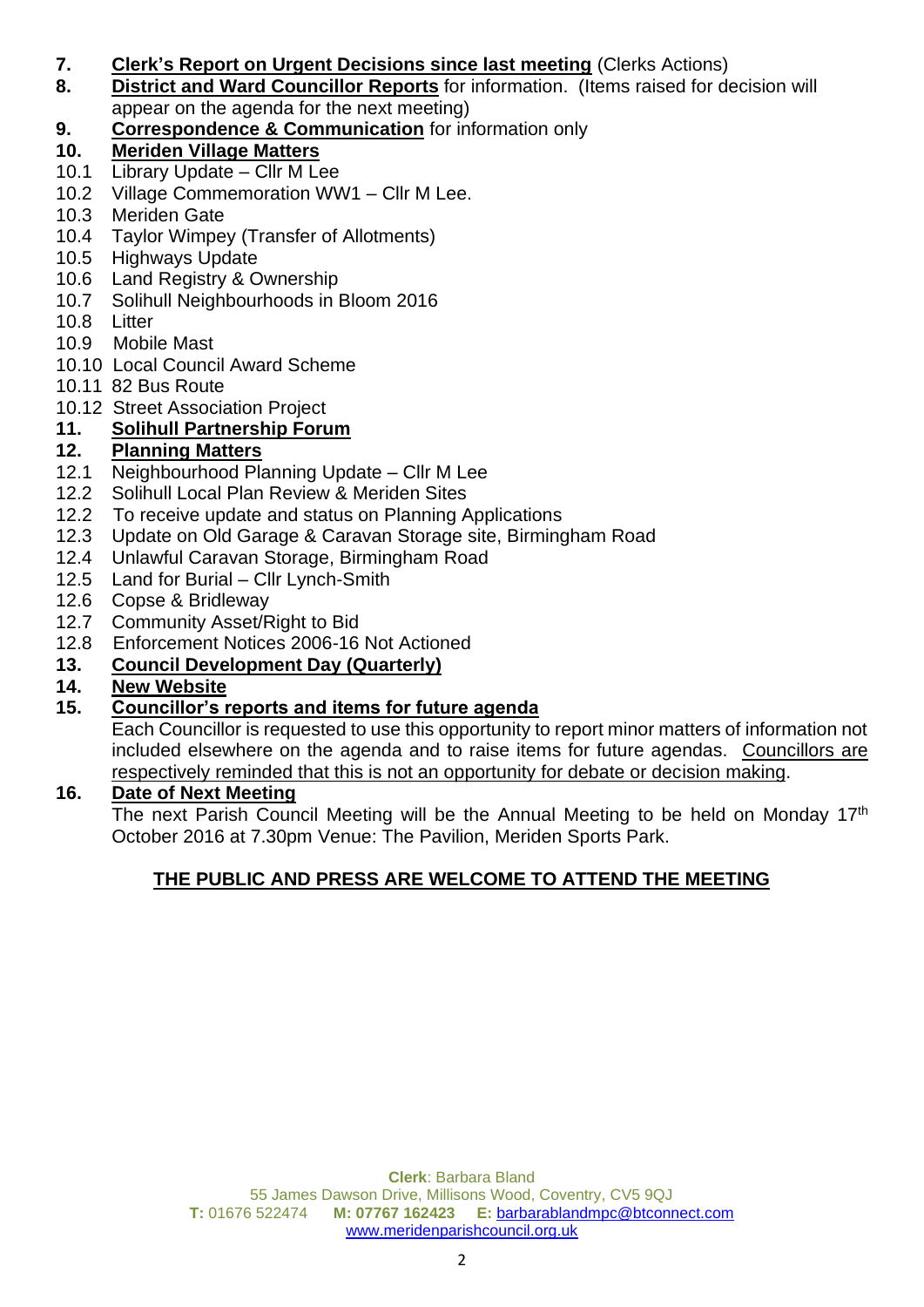**7. Clerk's Report on Urgent Decisions since last meeting** (Clerks Actions)

**8. District and Ward Councillor Reports** for information. (Items raised for decision will appear on the agenda for the next meeting)

**9. Correspondence & Communication** for information only

**10. Meriden Village Matters**

10.1 Library Update – Cllr M Lee
10.2 Village Commemoration WW1 – Cllr M Lee.
10.3 Meriden Gate
10.4 Taylor Wimpey (Transfer of Allotments)
10.5 Highways Update
10.6 Land Registry & Ownership
10.7 Solihull Neighbourhoods in Bloom 2016
10.8 Litter
10.9 Mobile Mast
10.10 Local Council Award Scheme
10.11 82 Bus Route
10.12 Street Association Project

**11. Solihull Partnership Forum**

**12. Planning Matters**

12.1 Neighbourhood Planning Update – Cllr M Lee
12.2 Solihull Local Plan Review & Meriden Sites
12.2 To receive update and status on Planning Applications
12.3 Update on Old Garage & Caravan Storage site, Birmingham Road
12.4 Unlawful Caravan Storage, Birmingham Road
12.5 Land for Burial – Cllr Lynch-Smith
12.6 Copse & Bridleway
12.7 Community Asset/Right to Bid
12.8 Enforcement Notices 2006-16 Not Actioned

**13. Council Development Day (Quarterly)**

**14. New Website**

**15. Councillor's reports and items for future agenda**

Each Councillor is requested to use this opportunity to report minor matters of information not included elsewhere on the agenda and to raise items for future agendas. Councillors are respectively reminded that this is not an opportunity for debate or decision making.

**16. Date of Next Meeting**

The next Parish Council Meeting will be the Annual Meeting to be held on Monday 17th October 2016 at 7.30pm Venue: The Pavilion, Meriden Sports Park.

**THE PUBLIC AND PRESS ARE WELCOME TO ATTEND THE MEETING**

**Clerk**: Barbara Bland
55 James Dawson Drive, Millisons Wood, Coventry, CV5 9QJ
**T:** 01676 522474 **M: 07767 162423** **E:** barbarablandmpc@btconnect.com
www.meridenparishcouncil.org.uk